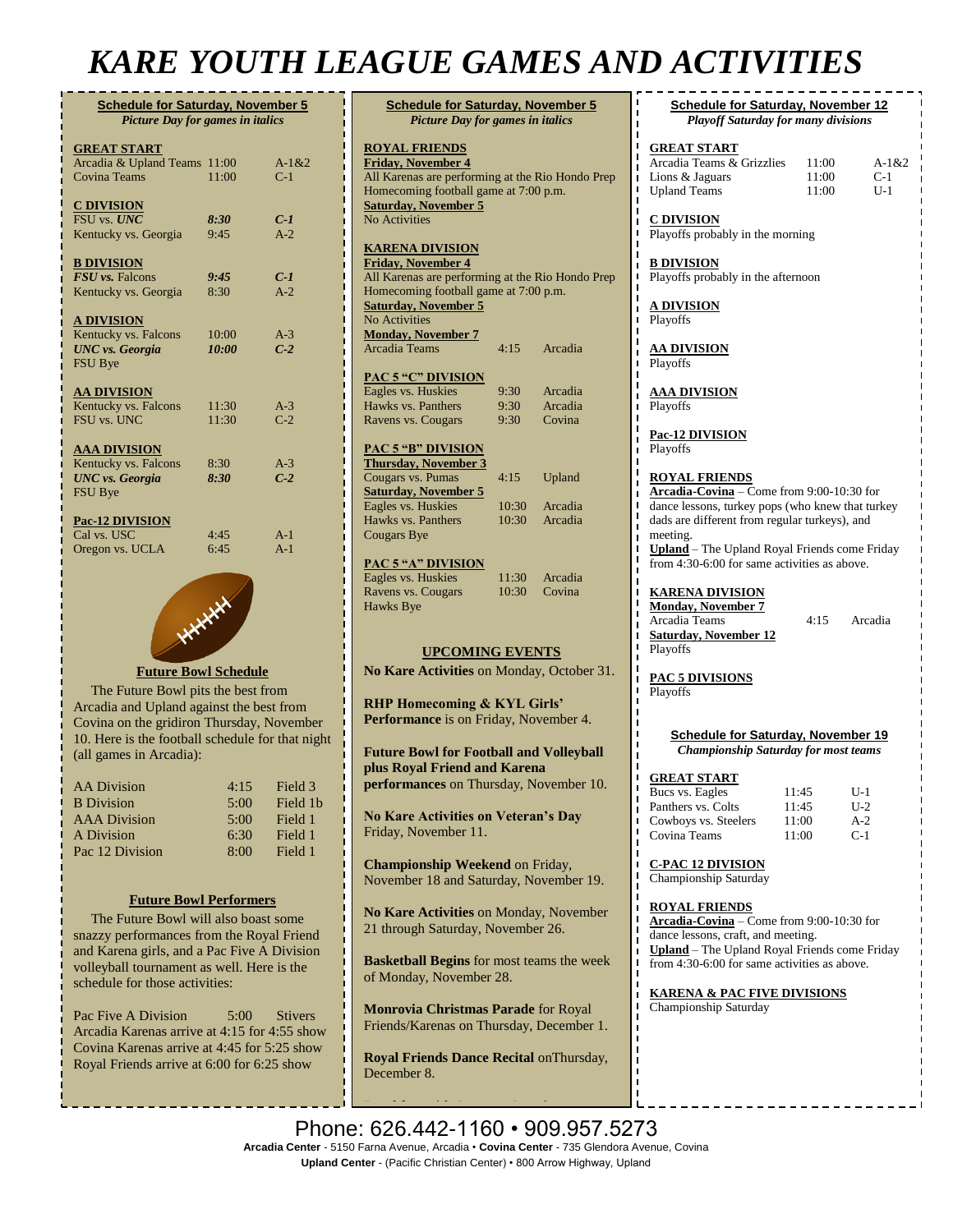# KARE YOUTH LEAGUE GAMES AND ACTIVITIES

## Schedule for Saturday, November 5

*Picture Day for games in italics*

**GREAT START**

| | | |
|---|---|---|
| Arcadia & Upland Teams | 11:00 | A-1&2 |
| Covina Teams | 11:00 | C-1 |

**C DIVISION**

| | | |
|---|---|---|
| *FSU vs. UNC* | *8:30* | *C-1* |
| Kentucky vs. Georgia | 9:45 | A-2 |

**B DIVISION**

| | | |
|---|---|---|
| *FSU vs. Falcons* | *9:45* | *C-1* |
| Kentucky vs. Georgia | 8:30 | A-2 |

**A DIVISION**

| | | |
|---|---|---|
| Kentucky vs. Falcons | 10:00 | A-3 |
| *UNC vs. Georgia* | *10:00* | *C-2* |
| FSU Bye | | |

**AA DIVISION**

| | | |
|---|---|---|
| Kentucky vs. Falcons | 11:30 | A-3 |
| FSU vs. UNC | 11:30 | C-2 |

**AAA DIVISION**

| | | |
|---|---|---|
| Kentucky vs. Falcons | 8:30 | A-3 |
| *UNC vs. Georgia* | *8:30* | *C-2* |
| FSU Bye | | |

**Pac-12 DIVISION**

| | | |
|---|---|---|
| Cal vs. USC | 4:45 | A-1 |
| Oregon vs. UCLA | 6:45 | A-1 |

### Future Bowl Schedule

The Future Bowl pits the best from Arcadia and Upland against the best from Covina on the gridiron Thursday, November 10. Here is the football schedule for that night (all games in Arcadia):

| | | |
|---|---|---|
| AA Division | 4:15 | Field 3 |
| B Division | 5:00 | Field 1b |
| AAA Division | 5:00 | Field 1 |
| A Division | 6:30 | Field 1 |
| Pac 12 Division | 8:00 | Field 1 |

### Future Bowl Performers

The Future Bowl will also boast some snazzy performances from the Royal Friend and Karena girls, and a Pac Five A Division volleyball tournament as well. Here is the schedule for those activities:

Pac Five A Division 5:00 Stivers
Arcadia Karenas arrive at 4:15 for 4:55 show
Covina Karenas arrive at 4:45 for 5:25 show
Royal Friends arrive at 6:00 for 6:25 show

## Schedule for Saturday, November 5

*Picture Day for games in italics*

**ROYAL FRIENDS**

**Friday, November 4**
All Karenas are performing at the Rio Hondo Prep Homecoming football game at 7:00 p.m.
**Saturday, November 5**
No Activities

**KARENA DIVISION**

**Friday, November 4**
All Karenas are performing at the Rio Hondo Prep Homecoming football game at 7:00 p.m.
**Saturday, November 5**
No Activities
**Monday, November 7**
Arcadia Teams 4:15 Arcadia

**PAC 5 "C" DIVISION**

| | | |
|---|---|---|
| Eagles vs. Huskies | 9:30 | Arcadia |
| Hawks vs. Panthers | 9:30 | Arcadia |
| Ravens vs. Cougars | 9:30 | Covina |

**PAC 5 "B" DIVISION**

**Thursday, November 3**

| | | |
|---|---|---|
| Cougars vs. Pumas | 4:15 | Upland |

**Saturday, November 5**

| | | |
|---|---|---|
| Eagles vs. Huskies | 10:30 | Arcadia |
| Hawks vs. Panthers | 10:30 | Arcadia |
| Cougars Bye | | |

**PAC 5 "A" DIVISION**

| | | |
|---|---|---|
| Eagles vs. Huskies | 11:30 | Arcadia |
| Ravens vs. Cougars | 10:30 | Covina |
| Hawks Bye | | |

### UPCOMING EVENTS

**No Kare Activities** on Monday, October 31.

**RHP Homecoming & KYL Girls' Performance** is on Friday, November 4.

**Future Bowl for Football and Volleyball plus Royal Friend and Karena performances** on Thursday, November 10.

**No Kare Activities on Veteran's Day** Friday, November 11.

**Championship Weekend** on Friday, November 18 and Saturday, November 19.

**No Kare Activities** on Monday, November 21 through Saturday, November 26.

**Basketball Begins** for most teams the week of Monday, November 28.

**Monrovia Christmas Parade** for Royal Friends/Karenas on Thursday, December 1.

**Royal Friends Dance Recital** onThursday, December 8.

## Schedule for Saturday, November 12

*Playoff Saturday for many divisions*

**GREAT START**

| | | |
|---|---|---|
| Arcadia Teams & Grizzlies | 11:00 | A-1&2 |
| Lions & Jaguars | 11:00 | C-1 |
| Upland Teams | 11:00 | U-1 |

**C DIVISION**
Playoffs probably in the morning

**B DIVISION**
Playoffs probably in the afternoon

**A DIVISION**
Playoffs

**AA DIVISION**
Playoffs

**AAA DIVISION**
Playoffs

**Pac-12 DIVISION**
Playoffs

**ROYAL FRIENDS**
**Arcadia-Covina** – Come from 9:00-10:30 for dance lessons, turkey pops (who knew that turkey dads are different from regular turkeys), and meeting.
**Upland** – The Upland Royal Friends come Friday from 4:30-6:00 for same activities as above.

**KARENA DIVISION**
**Monday, November 7**
Arcadia Teams 4:15 Arcadia
**Saturday, November 12**
Playoffs

**PAC 5 DIVISIONS**
Playoffs

## Schedule for Saturday, November 19

*Championship Saturday for most teams*

**GREAT START**

| | | |
|---|---|---|
| Bucs vs. Eagles | 11:45 | U-1 |
| Panthers vs. Colts | 11:45 | U-2 |
| Cowboys vs. Steelers | 11:00 | A-2 |
| Covina Teams | 11:00 | C-1 |

**C-PAC 12 DIVISION**
Championship Saturday

**ROYAL FRIENDS**
**Arcadia-Covina** – Come from 9:00-10:30 for dance lessons, craft, and meeting.
**Upland** – The Upland Royal Friends come Friday from 4:30-6:00 for same activities as above.

**KARENA & PAC FIVE DIVISIONS**
Championship Saturday

Phone: 626.442-1160 • 909.957.5273
**Arcadia Center** - 5150 Farna Avenue, Arcadia • **Covina Center** - 735 Glendora Avenue, Covina
**Upland Center** - (Pacific Christian Center) • 800 Arrow Highway, Upland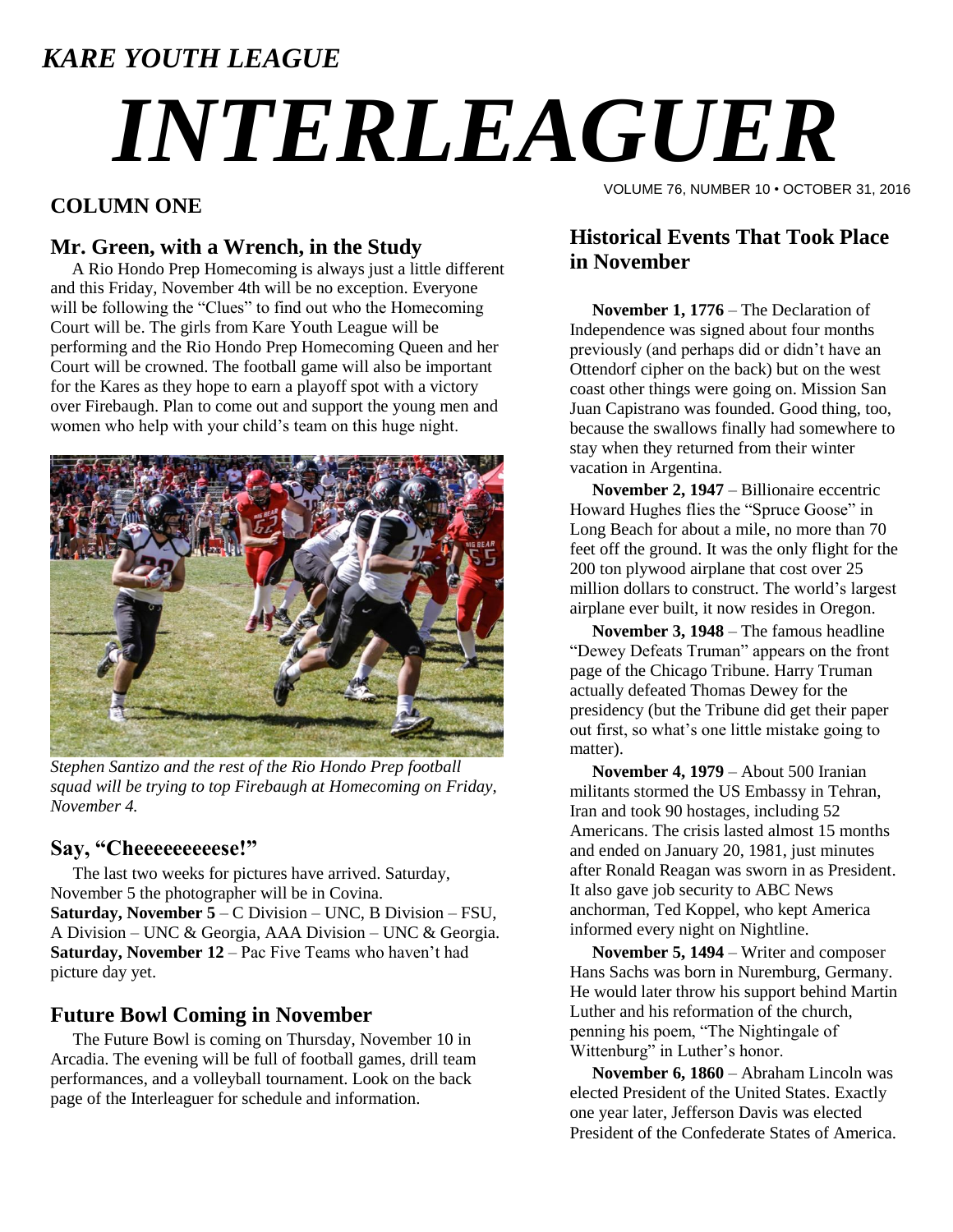*KARE YOUTH LEAGUE*

# *INTERLEAGUER*

VOLUME 76, NUMBER 10 • OCTOBER 31, 2016

## COLUMN ONE

### Mr. Green, with a Wrench, in the Study

A Rio Hondo Prep Homecoming is always just a little different and this Friday, November 4th will be no exception. Everyone will be following the "Clues" to find out who the Homecoming Court will be. The girls from Kare Youth League will be performing and the Rio Hondo Prep Homecoming Queen and her Court will be crowned. The football game will also be important for the Kares as they hope to earn a playoff spot with a victory over Firebaugh. Plan to come out and support the young men and women who help with your child's team on this huge night.

*Stephen Santizo and the rest of the Rio Hondo Prep football squad will be trying to top Firebaugh at Homecoming on Friday, November 4.*

### Say, "Cheeeeeeeeese!"

The last two weeks for pictures have arrived. Saturday, November 5 the photographer will be in Covina.
**Saturday, November 5** – C Division – UNC, B Division – FSU, A Division – UNC & Georgia, AAA Division – UNC & Georgia.
**Saturday, November 12** – Pac Five Teams who haven't had picture day yet.

### Future Bowl Coming in November

The Future Bowl is coming on Thursday, November 10 in Arcadia. The evening will be full of football games, drill team performances, and a volleyball tournament. Look on the back page of the Interleaguer for schedule and information.

### Historical Events That Took Place in November

**November 1, 1776** – The Declaration of Independence was signed about four months previously (and perhaps did or didn't have an Ottendorf cipher on the back) but on the west coast other things were going on. Mission San Juan Capistrano was founded. Good thing, too, because the swallows finally had somewhere to stay when they returned from their winter vacation in Argentina.

**November 2, 1947** – Billionaire eccentric Howard Hughes flies the "Spruce Goose" in Long Beach for about a mile, no more than 70 feet off the ground. It was the only flight for the 200 ton plywood airplane that cost over 25 million dollars to construct. The world's largest airplane ever built, it now resides in Oregon.

**November 3, 1948** – The famous headline "Dewey Defeats Truman" appears on the front page of the Chicago Tribune. Harry Truman actually defeated Thomas Dewey for the presidency (but the Tribune did get their paper out first, so what's one little mistake going to matter).

**November 4, 1979** – About 500 Iranian militants stormed the US Embassy in Tehran, Iran and took 90 hostages, including 52 Americans. The crisis lasted almost 15 months and ended on January 20, 1981, just minutes after Ronald Reagan was sworn in as President. It also gave job security to ABC News anchorman, Ted Koppel, who kept America informed every night on Nightline.

**November 5, 1494** – Writer and composer Hans Sachs was born in Nuremburg, Germany. He would later throw his support behind Martin Luther and his reformation of the church, penning his poem, "The Nightingale of Wittenburg" in Luther's honor.

**November 6, 1860** – Abraham Lincoln was elected President of the United States. Exactly one year later, Jefferson Davis was elected President of the Confederate States of America.